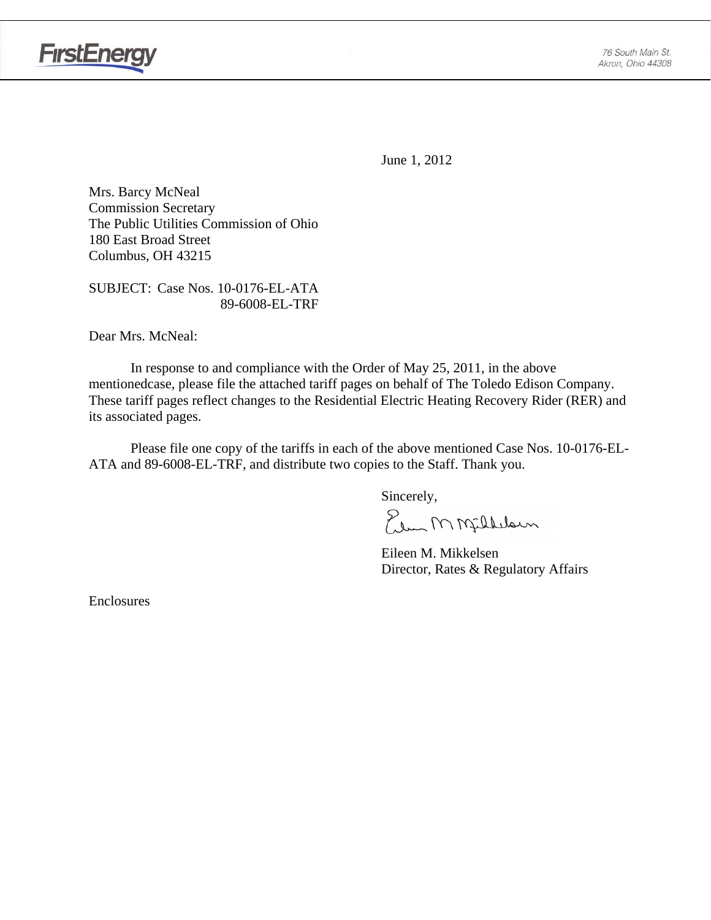FirstEnergy

76 South Main St.
Akron, Ohio 44308

June 1, 2012

Mrs. Barcy McNeal
Commission Secretary
The Public Utilities Commission of Ohio
180 East Broad Street
Columbus, OH 43215

SUBJECT: Case Nos. 10-0176-EL-ATA
89-6008-EL-TRF

Dear Mrs. McNeal:

In response to and compliance with the Order of May 25, 2011, in the above mentionedcase, please file the attached tariff pages on behalf of The Toledo Edison Company. These tariff pages reflect changes to the Residential Electric Heating Recovery Rider (RER) and its associated pages.

Please file one copy of the tariffs in each of the above mentioned Case Nos. 10-0176-EL-ATA and 89-6008-EL-TRF, and distribute two copies to the Staff. Thank you.

Sincerely,

Eileen M. Mikkelsen
Director, Rates & Regulatory Affairs

Enclosures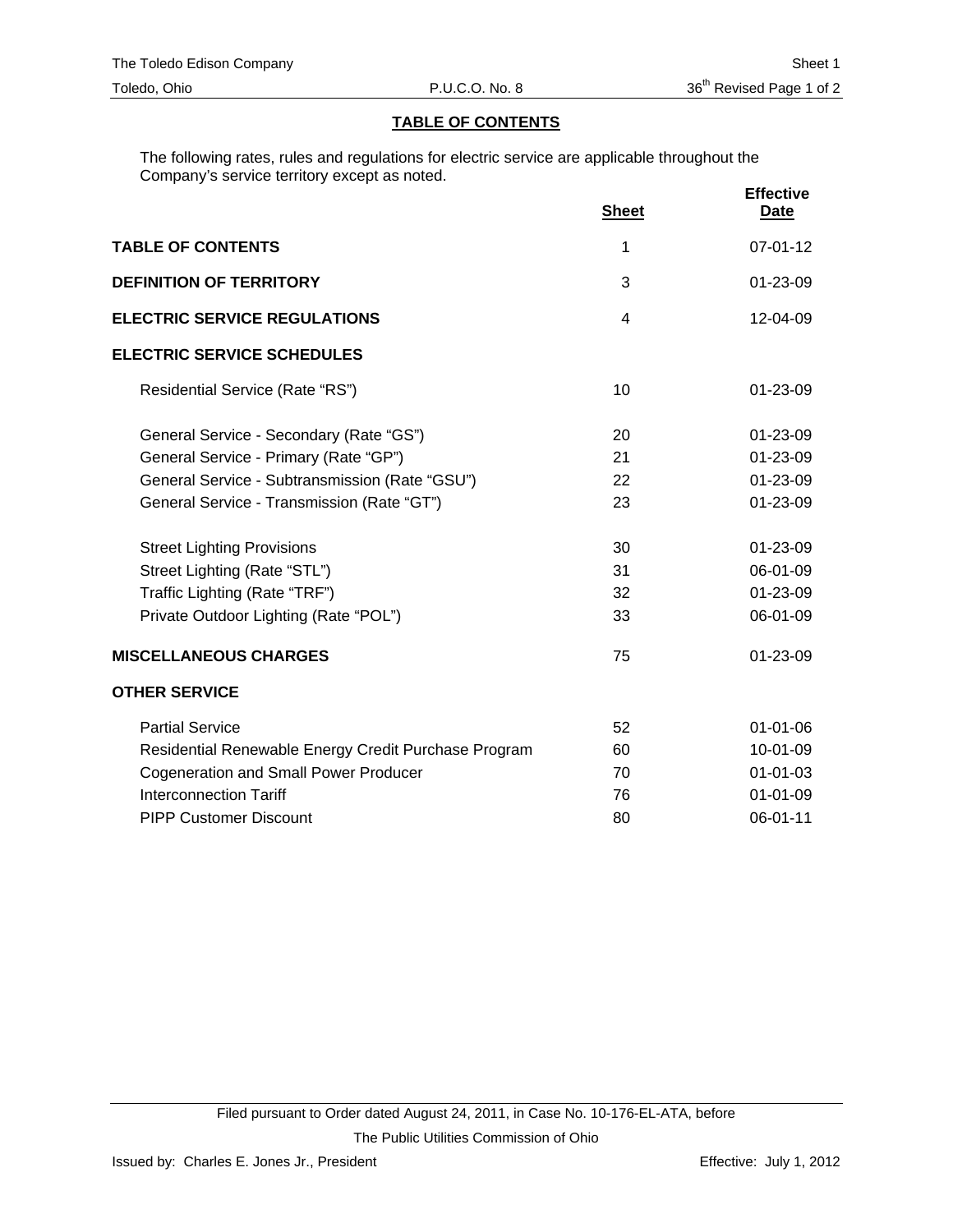## TABLE OF CONTENTS

The following rates, rules and regulations for electric service are applicable throughout the Company's service territory except as noted.

| | Sheet | Effective Date |
|---|---|---|
| **TABLE OF CONTENTS** | 1 | 07-01-12 |
| **DEFINITION OF TERRITORY** | 3 | 01-23-09 |
| **ELECTRIC SERVICE REGULATIONS** | 4 | 12-04-09 |
| **ELECTRIC SERVICE SCHEDULES** | | |
| Residential Service (Rate "RS") | 10 | 01-23-09 |
| General Service - Secondary (Rate "GS") | 20 | 01-23-09 |
| General Service - Primary (Rate "GP") | 21 | 01-23-09 |
| General Service - Subtransmission (Rate "GSU") | 22 | 01-23-09 |
| General Service - Transmission (Rate "GT") | 23 | 01-23-09 |
| Street Lighting Provisions | 30 | 01-23-09 |
| Street Lighting (Rate "STL") | 31 | 06-01-09 |
| Traffic Lighting (Rate "TRF") | 32 | 01-23-09 |
| Private Outdoor Lighting (Rate "POL") | 33 | 06-01-09 |
| **MISCELLANEOUS CHARGES** | 75 | 01-23-09 |
| **OTHER SERVICE** | | |
| Partial Service | 52 | 01-01-06 |
| Residential Renewable Energy Credit Purchase Program | 60 | 10-01-09 |
| Cogeneration and Small Power Producer | 70 | 01-01-03 |
| Interconnection Tariff | 76 | 01-01-09 |
| PIPP Customer Discount | 80 | 06-01-11 |

Filed pursuant to Order dated August 24, 2011, in Case No. 10-176-EL-ATA, before The Public Utilities Commission of Ohio

Issued by: Charles E. Jones Jr., President

Effective: July 1, 2012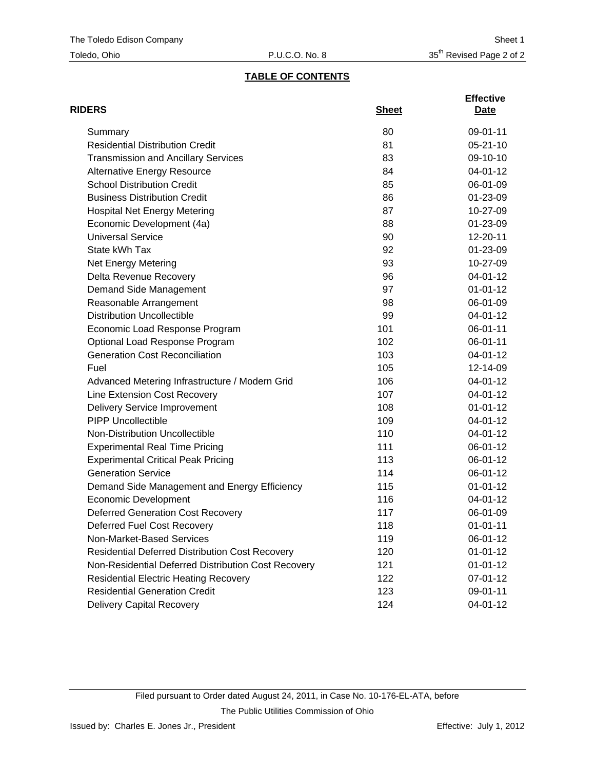## TABLE OF CONTENTS

| RIDERS | Sheet | Effective Date |
|---|---|---|
| Summary | 80 | 09-01-11 |
| Residential Distribution Credit | 81 | 05-21-10 |
| Transmission and Ancillary Services | 83 | 09-10-10 |
| Alternative Energy Resource | 84 | 04-01-12 |
| School Distribution Credit | 85 | 06-01-09 |
| Business Distribution Credit | 86 | 01-23-09 |
| Hospital Net Energy Metering | 87 | 10-27-09 |
| Economic Development (4a) | 88 | 01-23-09 |
| Universal Service | 90 | 12-20-11 |
| State kWh Tax | 92 | 01-23-09 |
| Net Energy Metering | 93 | 10-27-09 |
| Delta Revenue Recovery | 96 | 04-01-12 |
| Demand Side Management | 97 | 01-01-12 |
| Reasonable Arrangement | 98 | 06-01-09 |
| Distribution Uncollectible | 99 | 04-01-12 |
| Economic Load Response Program | 101 | 06-01-11 |
| Optional Load Response Program | 102 | 06-01-11 |
| Generation Cost Reconciliation | 103 | 04-01-12 |
| Fuel | 105 | 12-14-09 |
| Advanced Metering Infrastructure / Modern Grid | 106 | 04-01-12 |
| Line Extension Cost Recovery | 107 | 04-01-12 |
| Delivery Service Improvement | 108 | 01-01-12 |
| PIPP Uncollectible | 109 | 04-01-12 |
| Non-Distribution Uncollectible | 110 | 04-01-12 |
| Experimental Real Time Pricing | 111 | 06-01-12 |
| Experimental Critical Peak Pricing | 113 | 06-01-12 |
| Generation Service | 114 | 06-01-12 |
| Demand Side Management and Energy Efficiency | 115 | 01-01-12 |
| Economic Development | 116 | 04-01-12 |
| Deferred Generation Cost Recovery | 117 | 06-01-09 |
| Deferred Fuel Cost Recovery | 118 | 01-01-11 |
| Non-Market-Based Services | 119 | 06-01-12 |
| Residential Deferred Distribution Cost Recovery | 120 | 01-01-12 |
| Non-Residential Deferred Distribution Cost Recovery | 121 | 01-01-12 |
| Residential Electric Heating Recovery | 122 | 07-01-12 |
| Residential Generation Credit | 123 | 09-01-11 |
| Delivery Capital Recovery | 124 | 04-01-12 |

Filed pursuant to Order dated August 24, 2011, in Case No. 10-176-EL-ATA, before The Public Utilities Commission of Ohio

Issued by: Charles E. Jones Jr., President

Effective: July 1, 2012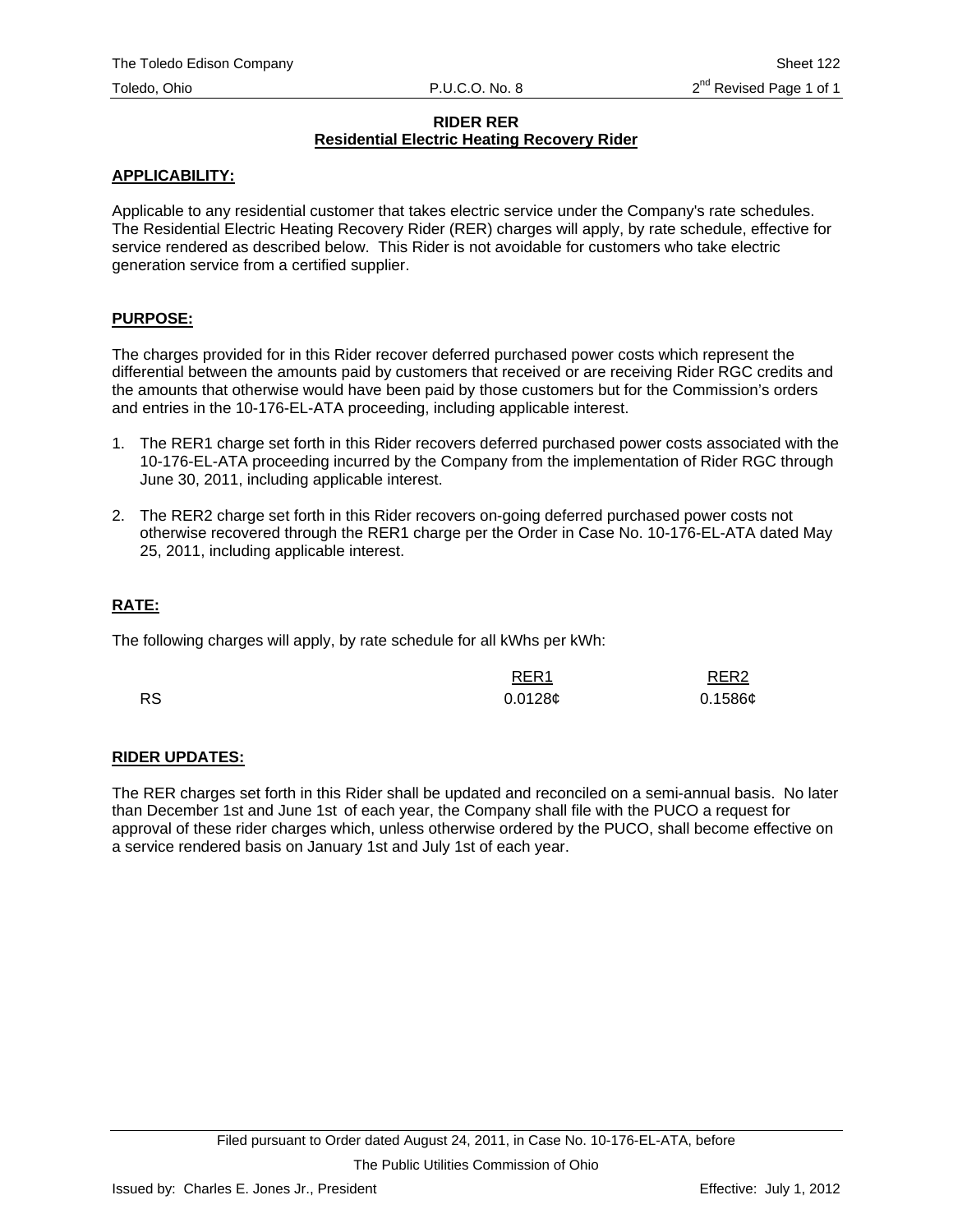# RIDER RER

## Residential Electric Heating Recovery Rider

### APPLICABILITY:

Applicable to any residential customer that takes electric service under the Company's rate schedules. The Residential Electric Heating Recovery Rider (RER) charges will apply, by rate schedule, effective for service rendered as described below. This Rider is not avoidable for customers who take electric generation service from a certified supplier.

### PURPOSE:

The charges provided for in this Rider recover deferred purchased power costs which represent the differential between the amounts paid by customers that received or are receiving Rider RGC credits and the amounts that otherwise would have been paid by those customers but for the Commission's orders and entries in the 10-176-EL-ATA proceeding, including applicable interest.

1. The RER1 charge set forth in this Rider recovers deferred purchased power costs associated with the 10-176-EL-ATA proceeding incurred by the Company from the implementation of Rider RGC through June 30, 2011, including applicable interest.

2. The RER2 charge set forth in this Rider recovers on-going deferred purchased power costs not otherwise recovered through the RER1 charge per the Order in Case No. 10-176-EL-ATA dated May 25, 2011, including applicable interest.

### RATE:

The following charges will apply, by rate schedule for all kWhs per kWh:

| | RER1 | RER2 |
|---|---|---|
| RS | 0.0128¢ | 0.1586¢ |

### RIDER UPDATES:

The RER charges set forth in this Rider shall be updated and reconciled on a semi-annual basis. No later than December 1st and June 1st of each year, the Company shall file with the PUCO a request for approval of these rider charges which, unless otherwise ordered by the PUCO, shall become effective on a service rendered basis on January 1st and July 1st of each year.

Filed pursuant to Order dated August 24, 2011, in Case No. 10-176-EL-ATA, before The Public Utilities Commission of Ohio

Issued by: Charles E. Jones Jr., President

Effective: July 1, 2012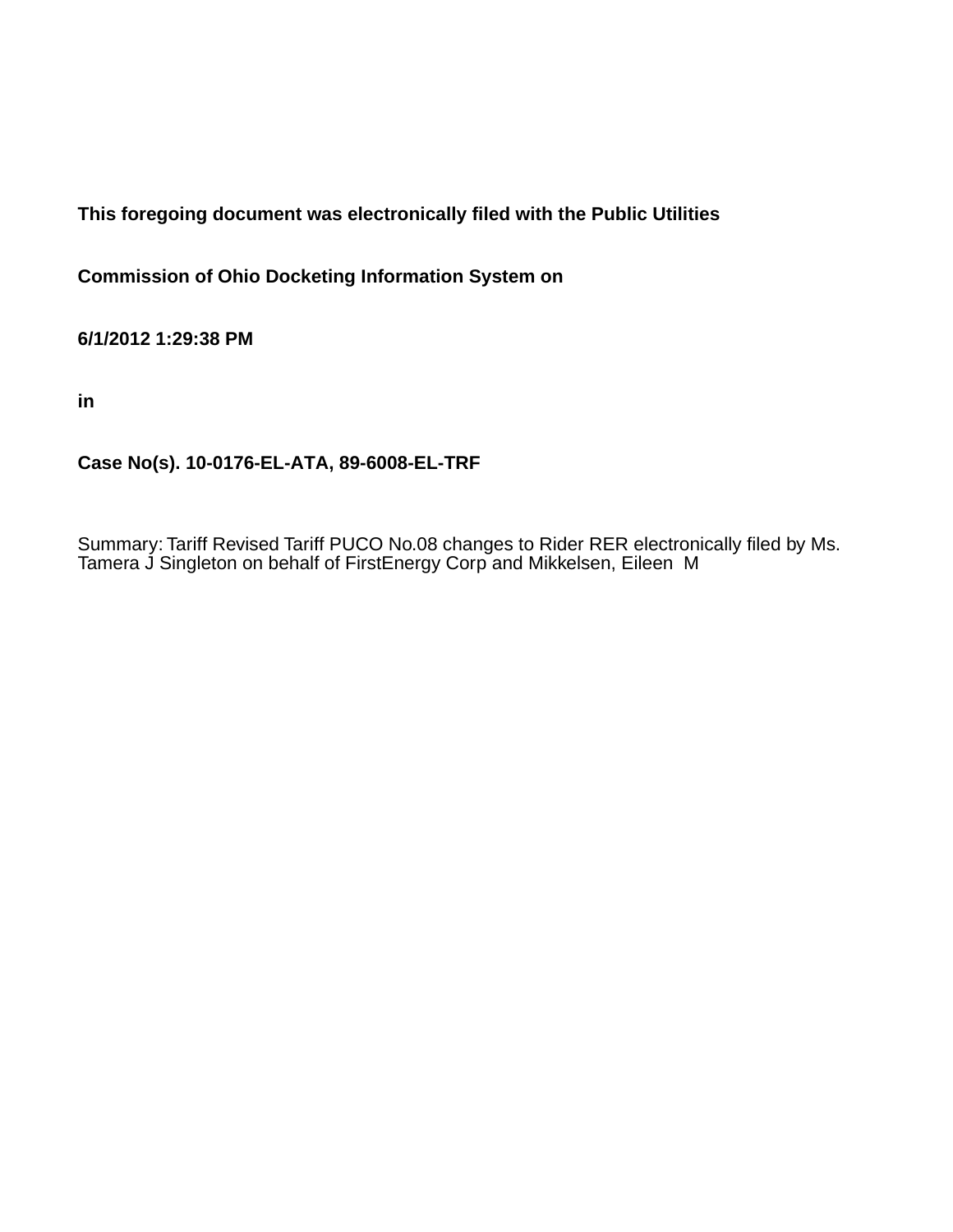**This foregoing document was electronically filed with the Public Utilities**

**Commission of Ohio Docketing Information System on**

**6/1/2012 1:29:38 PM**

**in**

**Case No(s). 10-0176-EL-ATA, 89-6008-EL-TRF**

Summary: Tariff Revised Tariff PUCO No.08 changes to Rider RER electronically filed by Ms. Tamera J Singleton on behalf of FirstEnergy Corp and Mikkelsen, Eileen M